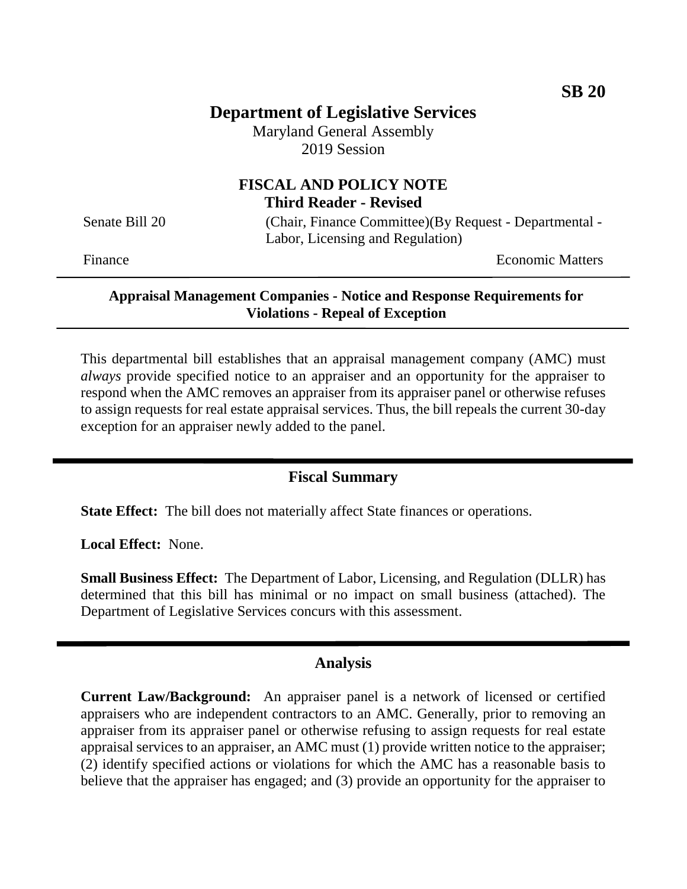**SB 20**

# Department of Legislative Services

Maryland General Assembly
2019 Session

## FISCAL AND POLICY NOTE
**Third Reader - Revised**

Senate Bill 20 (Chair, Finance Committee)(By Request - Departmental - Labor, Licensing and Regulation)

Finance Economic Matters

---

**Appraisal Management Companies - Notice and Response Requirements for Violations - Repeal of Exception**

---

This departmental bill establishes that an appraisal management company (AMC) must *always* provide specified notice to an appraiser and an opportunity for the appraiser to respond when the AMC removes an appraiser from its appraiser panel or otherwise refuses to assign requests for real estate appraisal services. Thus, the bill repeals the current 30-day exception for an appraiser newly added to the panel.

## Fiscal Summary

**State Effect:** The bill does not materially affect State finances or operations.

**Local Effect:** None.

**Small Business Effect:** The Department of Labor, Licensing, and Regulation (DLLR) has determined that this bill has minimal or no impact on small business (attached). The Department of Legislative Services concurs with this assessment.

## Analysis

**Current Law/Background:** An appraiser panel is a network of licensed or certified appraisers who are independent contractors to an AMC. Generally, prior to removing an appraiser from its appraiser panel or otherwise refusing to assign requests for real estate appraisal services to an appraiser, an AMC must (1) provide written notice to the appraiser; (2) identify specified actions or violations for which the AMC has a reasonable basis to believe that the appraiser has engaged; and (3) provide an opportunity for the appraiser to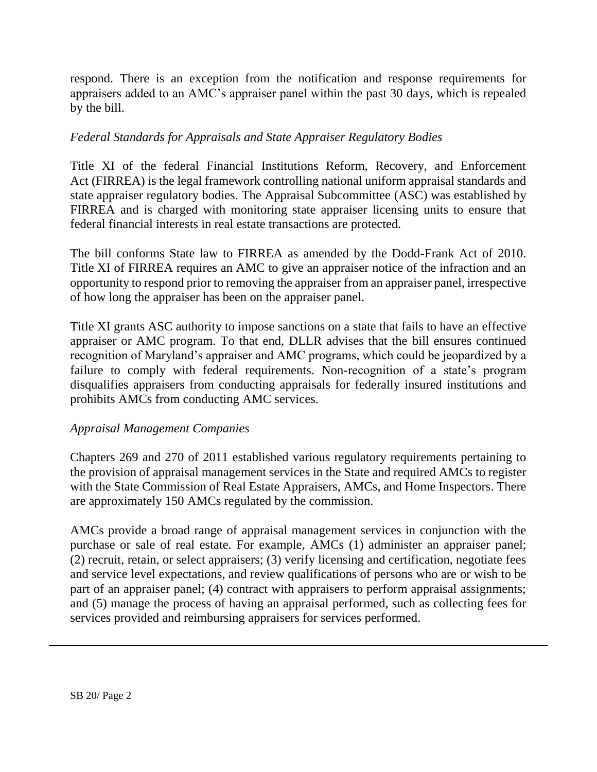respond. There is an exception from the notification and response requirements for appraisers added to an AMC's appraiser panel within the past 30 days, which is repealed by the bill.

*Federal Standards for Appraisals and State Appraiser Regulatory Bodies*

Title XI of the federal Financial Institutions Reform, Recovery, and Enforcement Act (FIRREA) is the legal framework controlling national uniform appraisal standards and state appraiser regulatory bodies. The Appraisal Subcommittee (ASC) was established by FIRREA and is charged with monitoring state appraiser licensing units to ensure that federal financial interests in real estate transactions are protected.

The bill conforms State law to FIRREA as amended by the Dodd-Frank Act of 2010. Title XI of FIRREA requires an AMC to give an appraiser notice of the infraction and an opportunity to respond prior to removing the appraiser from an appraiser panel, irrespective of how long the appraiser has been on the appraiser panel.

Title XI grants ASC authority to impose sanctions on a state that fails to have an effective appraiser or AMC program. To that end, DLLR advises that the bill ensures continued recognition of Maryland's appraiser and AMC programs, which could be jeopardized by a failure to comply with federal requirements. Non-recognition of a state's program disqualifies appraisers from conducting appraisals for federally insured institutions and prohibits AMCs from conducting AMC services.

*Appraisal Management Companies*

Chapters 269 and 270 of 2011 established various regulatory requirements pertaining to the provision of appraisal management services in the State and required AMCs to register with the State Commission of Real Estate Appraisers, AMCs, and Home Inspectors. There are approximately 150 AMCs regulated by the commission.

AMCs provide a broad range of appraisal management services in conjunction with the purchase or sale of real estate. For example, AMCs (1) administer an appraiser panel; (2) recruit, retain, or select appraisers; (3) verify licensing and certification, negotiate fees and service level expectations, and review qualifications of persons who are or wish to be part of an appraiser panel; (4) contract with appraisers to perform appraisal assignments; and (5) manage the process of having an appraisal performed, such as collecting fees for services provided and reimbursing appraisers for services performed.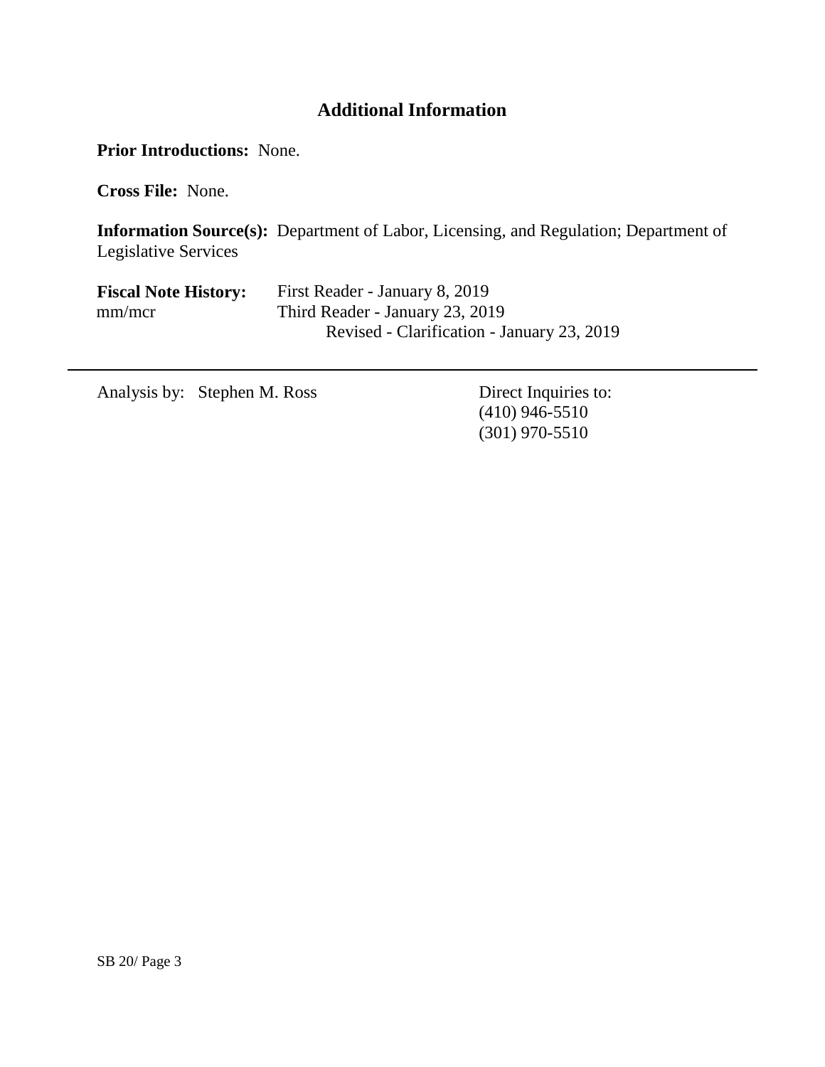## Additional Information

**Prior Introductions:** None.

**Cross File:** None.

**Information Source(s):** Department of Labor, Licensing, and Regulation; Department of Legislative Services

| **Fiscal Note History:** | First Reader - January 8, 2019 |
|---|---|
| mm/mcr | Third Reader - January 23, 2019 |
| | Revised - Clarification - January 23, 2019 |

---

Analysis by: Stephen M. Ross

Direct Inquiries to:
(410) 946-5510
(301) 970-5510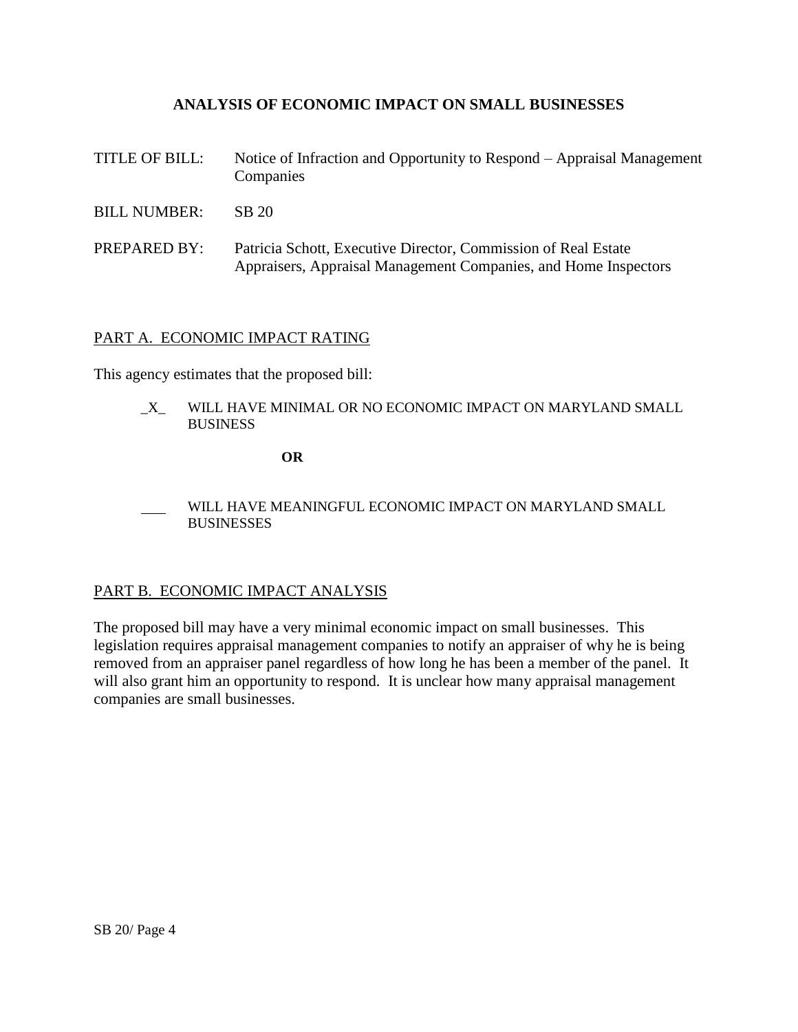**ANALYSIS OF ECONOMIC IMPACT ON SMALL BUSINESSES**

TITLE OF BILL: Notice of Infraction and Opportunity to Respond – Appraisal Management Companies

BILL NUMBER: SB 20

PREPARED BY: Patricia Schott, Executive Director, Commission of Real Estate Appraisers, Appraisal Management Companies, and Home Inspectors

PART A. ECONOMIC IMPACT RATING

This agency estimates that the proposed bill:

_X_ WILL HAVE MINIMAL OR NO ECONOMIC IMPACT ON MARYLAND SMALL BUSINESS

**OR**

___ WILL HAVE MEANINGFUL ECONOMIC IMPACT ON MARYLAND SMALL BUSINESSES

PART B. ECONOMIC IMPACT ANALYSIS

The proposed bill may have a very minimal economic impact on small businesses. This legislation requires appraisal management companies to notify an appraiser of why he is being removed from an appraiser panel regardless of how long he has been a member of the panel. It will also grant him an opportunity to respond. It is unclear how many appraisal management companies are small businesses.